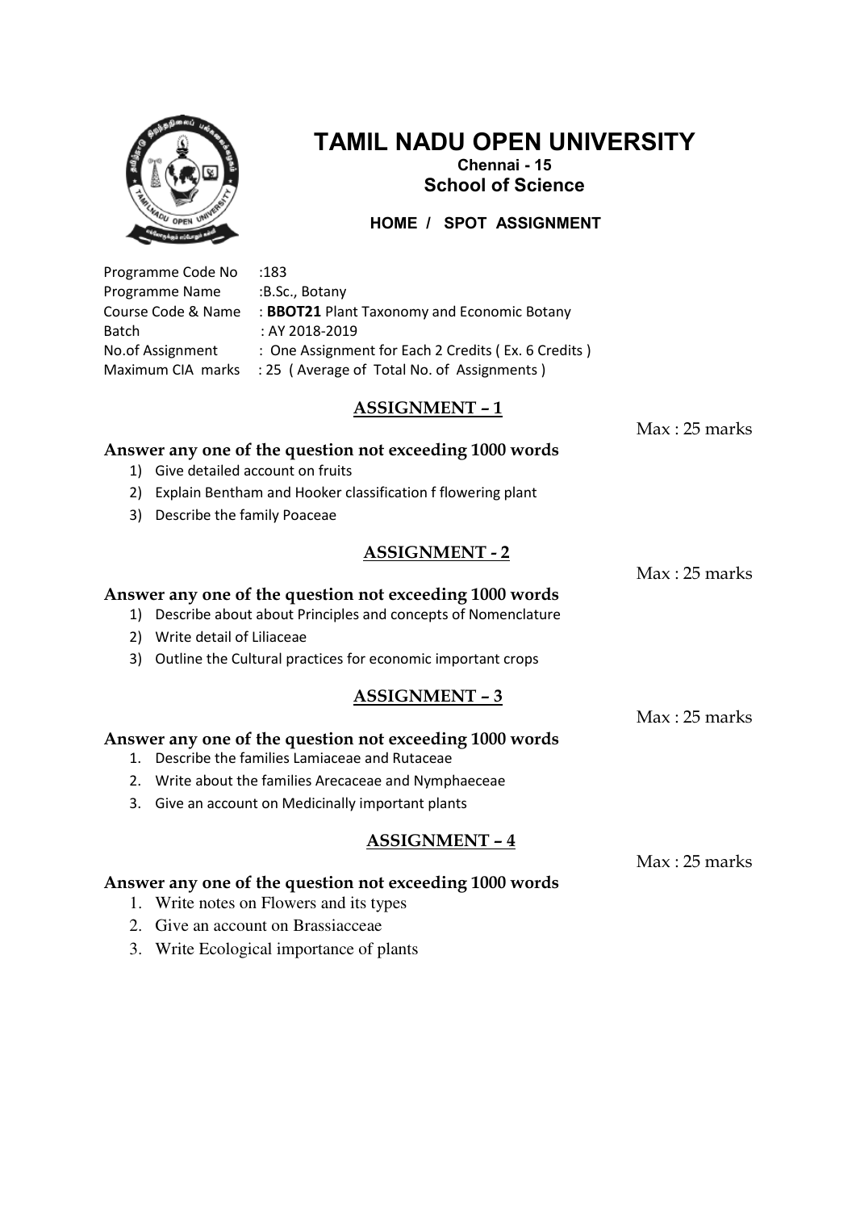# TAMIL NADU OPEN UNIVERSITY

**Chennai - 15**

**School of Science**

**HOME / SPOT ASSIGNMENT**

Programme Code No :183
Programme Name :B.Sc., Botany
Course Code & Name : **BBOT21** Plant Taxonomy and Economic Botany
Batch : AY 2018-2019
No.of Assignment : One Assignment for Each 2 Credits ( Ex. 6 Credits )
Maximum CIA marks : 25 ( Average of Total No. of Assignments )

## ASSIGNMENT – 1

Max : 25 marks

**Answer any one of the question not exceeding 1000 words**

1) Give detailed account on fruits
2) Explain Bentham and Hooker classification f flowering plant
3) Describe the family Poaceae

## ASSIGNMENT - 2

Max : 25 marks

**Answer any one of the question not exceeding 1000 words**

1) Describe about about Principles and concepts of Nomenclature
2) Write detail of Liliaceae
3) Outline the Cultural practices for economic important crops

## ASSIGNMENT – 3

Max : 25 marks

**Answer any one of the question not exceeding 1000 words**

1. Describe the families Lamiaceae and Rutaceae
2. Write about the families Arecaceae and Nymphaeceae
3. Give an account on Medicinally important plants

## ASSIGNMENT – 4

Max : 25 marks

**Answer any one of the question not exceeding 1000 words**

1. Write notes on Flowers and its types
2. Give an account on Brassiacceae
3. Write Ecological importance of plants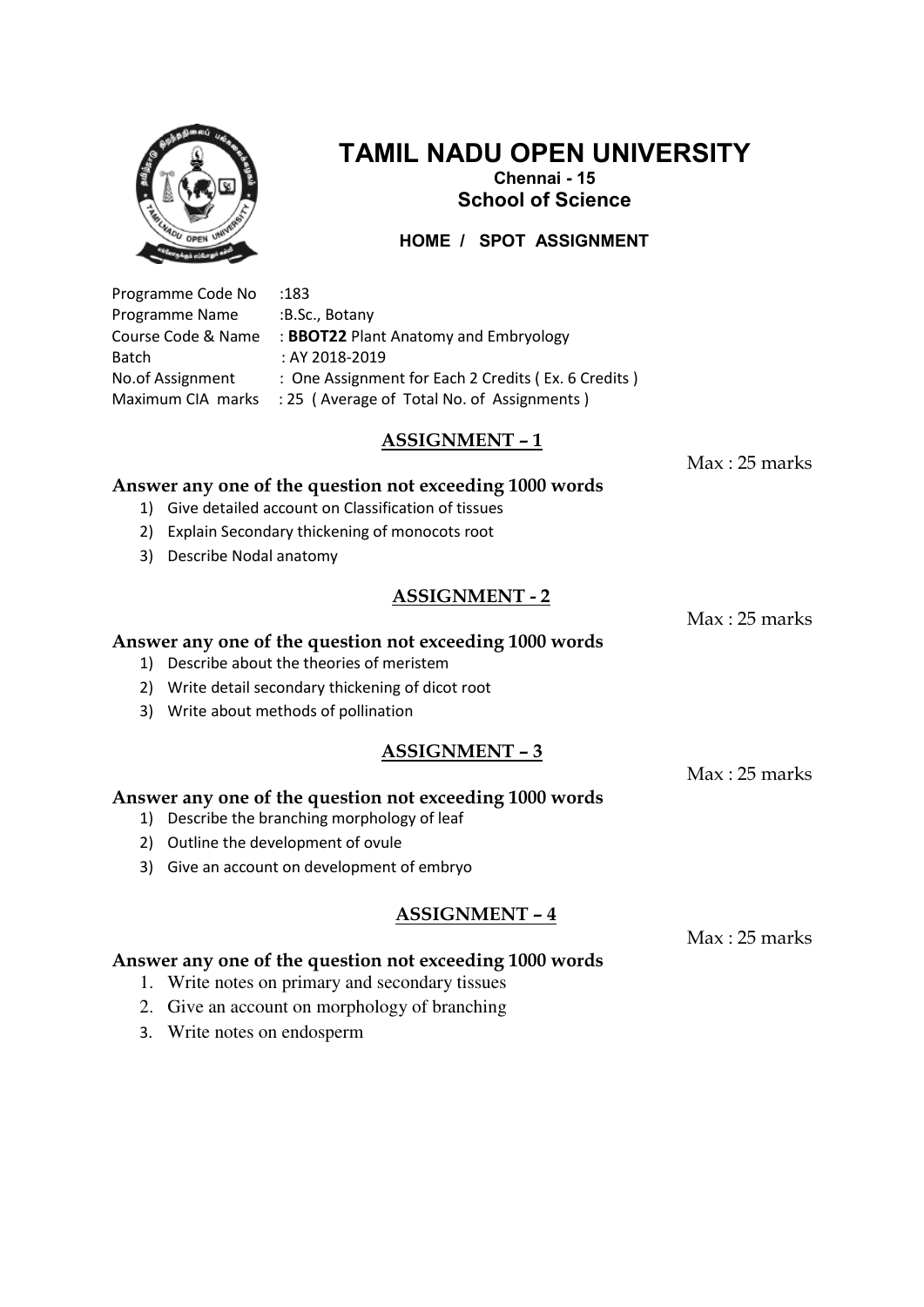# TAMIL NADU OPEN UNIVERSITY

**Chennai - 15**

**School of Science**

**HOME / SPOT ASSIGNMENT**

Programme Code No : 183
Programme Name : B.Sc., Botany
Course Code & Name : **BBOT22** Plant Anatomy and Embryology
Batch : AY 2018-2019
No.of Assignment : One Assignment for Each 2 Credits ( Ex. 6 Credits )
Maximum CIA marks : 25 ( Average of Total No. of Assignments )

## ASSIGNMENT – 1

Max : 25 marks

**Answer any one of the question not exceeding 1000 words**

1) Give detailed account on Classification of tissues
2) Explain Secondary thickening of monocots root
3) Describe Nodal anatomy

## ASSIGNMENT - 2

Max : 25 marks

**Answer any one of the question not exceeding 1000 words**

1) Describe about the theories of meristem
2) Write detail secondary thickening of dicot root
3) Write about methods of pollination

## ASSIGNMENT – 3

Max : 25 marks

**Answer any one of the question not exceeding 1000 words**

1) Describe the branching morphology of leaf
2) Outline the development of ovule
3) Give an account on development of embryo

## ASSIGNMENT – 4

Max : 25 marks

**Answer any one of the question not exceeding 1000 words**

1. Write notes on primary and secondary tissues
2. Give an account on morphology of branching
3. Write notes on endosperm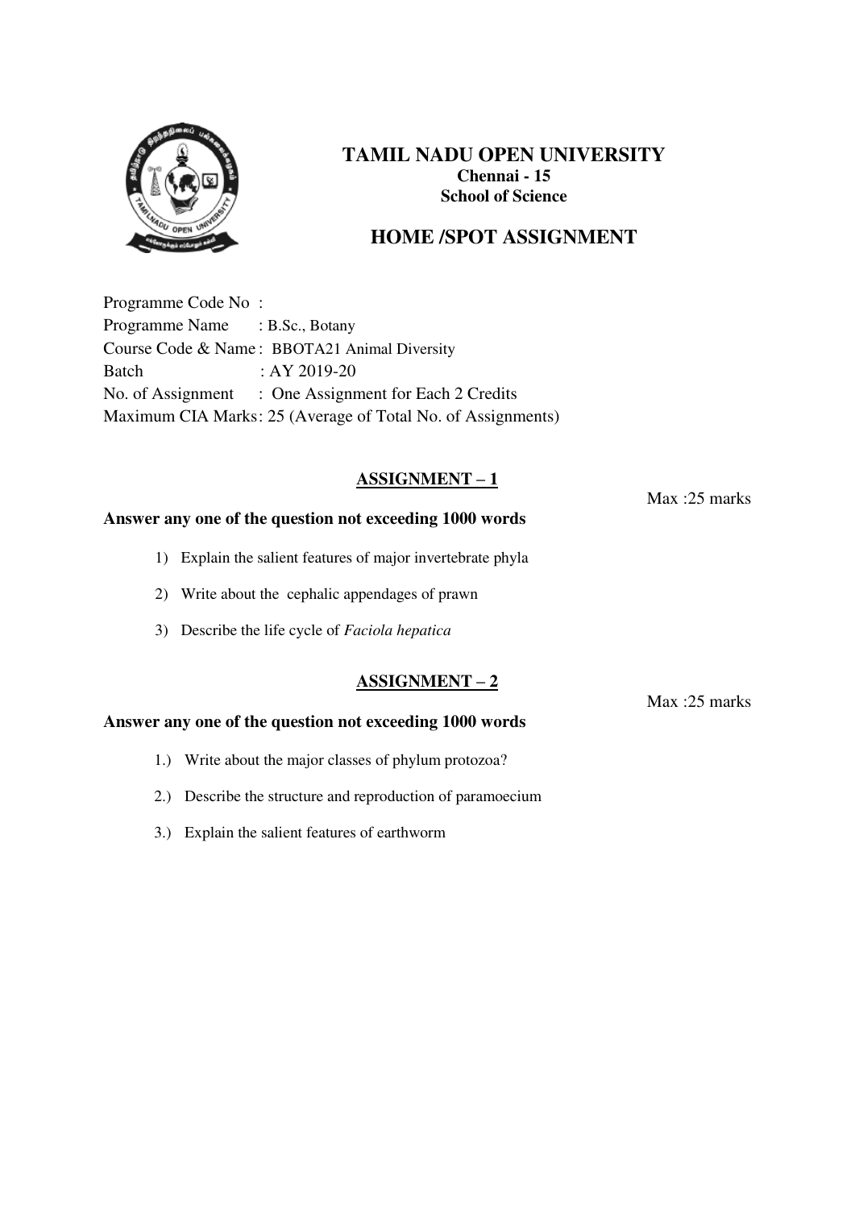# TAMIL NADU OPEN UNIVERSITY

**Chennai - 15**

**School of Science**

## HOME /SPOT ASSIGNMENT

Programme Code No :
Programme Name : B.Sc., Botany
Course Code & Name : BBOTA21 Animal Diversity
Batch : AY 2019-20
No. of Assignment : One Assignment for Each 2 Credits
Maximum CIA Marks: 25 (Average of Total No. of Assignments)

### ASSIGNMENT – 1

Max :25 marks

**Answer any one of the question not exceeding 1000 words**

1) Explain the salient features of major invertebrate phyla
2) Write about the cephalic appendages of prawn
3) Describe the life cycle of *Faciola hepatica*

### ASSIGNMENT – 2

Max :25 marks

**Answer any one of the question not exceeding 1000 words**

1.) Write about the major classes of phylum protozoa?
2.) Describe the structure and reproduction of paramoecium
3.) Explain the salient features of earthworm